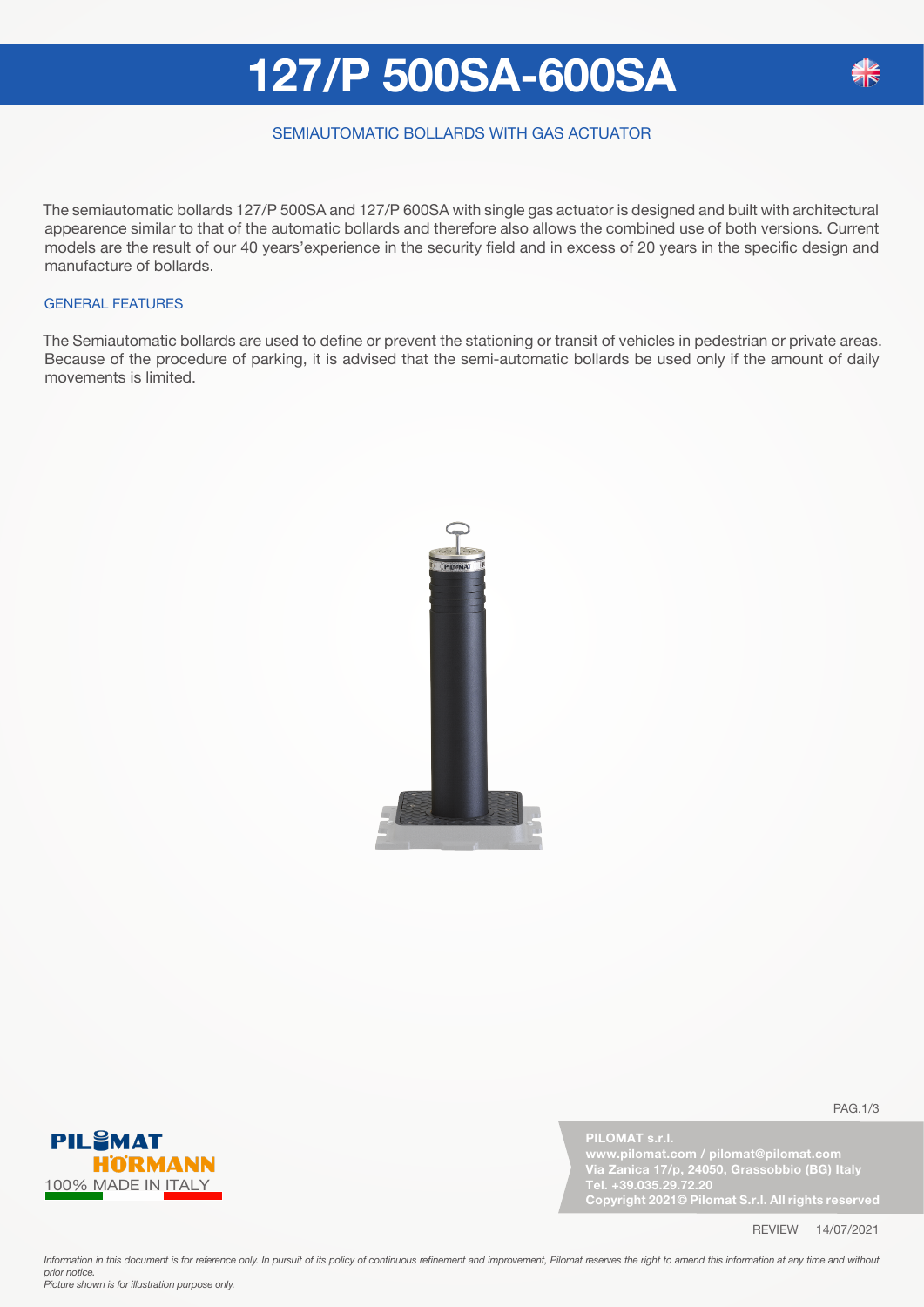# 127/P 500SA-600SA

SEMIAUTOMATIC BOLLARDS WITH GAS ACTUATOR

The semiautomatic bollards 127/P 500SA and 127/P 600SA with single gas actuator is designed and built with architectural appearence similar to that of the automatic bollards and therefore also allows the combined use of both versions. Current models are the result of our 40 years'experience in the security field and in excess of 20 years in the specific design and manufacture of bollards.

## GENERAL FEATURES

The Semiautomatic bollards are used to define or prevent the stationing or transit of vehicles in pedestrian or private areas. Because of the procedure of parking, it is advised that the semi-automatic bollards be used only if the amount of daily movements is limited.

PILOMAT HÖRMANN
100% MADE IN ITALY

**PILOMAT s.r.l.**
**www.pilomat.com / pilomat@pilomat.com**
**Via Zanica 17/p, 24050, Grassobbio (BG) Italy**
**Tel. +39.035.29.72.20**
**Copyright 2021© Pilomat S.r.l. All rights reserved**

REVIEW 14/07/2021

*Information in this document is for reference only. In pursuit of its policy of continuous refinement and improvement, Pilomat reserves the right to amend this information at any time and without prior notice.*
*Picture shown is for illustration purpose only.*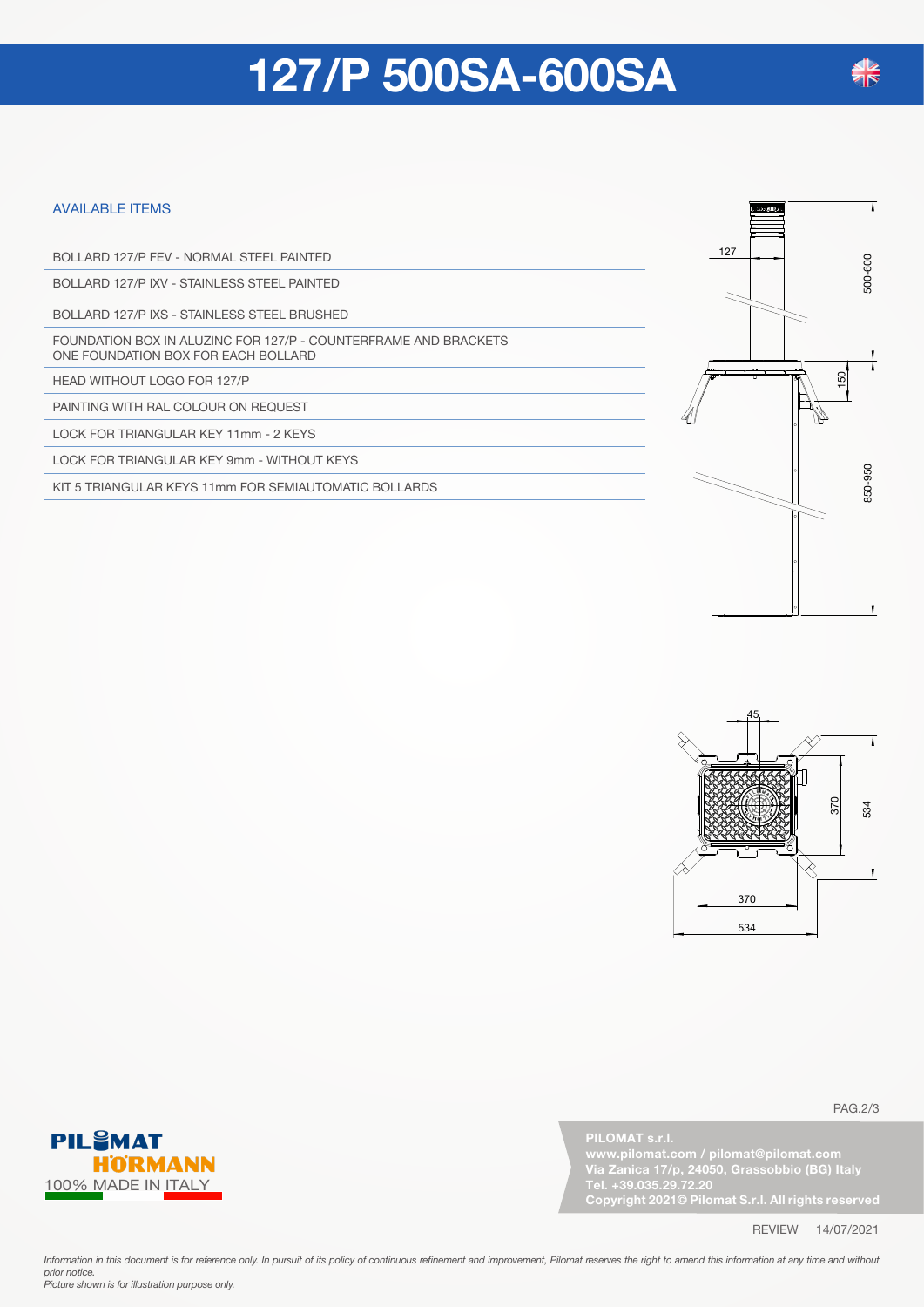# 127/P 500SA-600SA

## AVAILABLE ITEMS

- BOLLARD 127/P FEV - NORMAL STEEL PAINTED
- BOLLARD 127/P IXV - STAINLESS STEEL PAINTED
- BOLLARD 127/P IXS - STAINLESS STEEL BRUSHED
- FOUNDATION BOX IN ALUZINC FOR 127/P - COUNTERFRAME AND BRACKETS ONE FOUNDATION BOX FOR EACH BOLLARD
- HEAD WITHOUT LOGO FOR 127/P
- PAINTING WITH RAL COLOUR ON REQUEST
- LOCK FOR TRIANGULAR KEY 11mm - 2 KEYS
- LOCK FOR TRIANGULAR KEY 9mm - WITHOUT KEYS
- KIT 5 TRIANGULAR KEYS 11mm FOR SEMIAUTOMATIC BOLLARDS

127

500-600

150

850-950

45

370

534

370

534

PILOMAT s.r.l.
www.pilomat.com / pilomat@pilomat.com
Via Zanica 17/p, 24050, Grassobbio (BG) Italy
Tel. +39.035.29.72.20
Copyright 2021© Pilomat S.r.l. All rights reserved

PILOMAT HÖRMANN
100% MADE IN ITALY

REVIEW 14/07/2021

*Information in this document is for reference only. In pursuit of its policy of continuous refinement and improvement, Pilomat reserves the right to amend this information at any time and without prior notice.*
*Picture shown is for illustration purpose only.*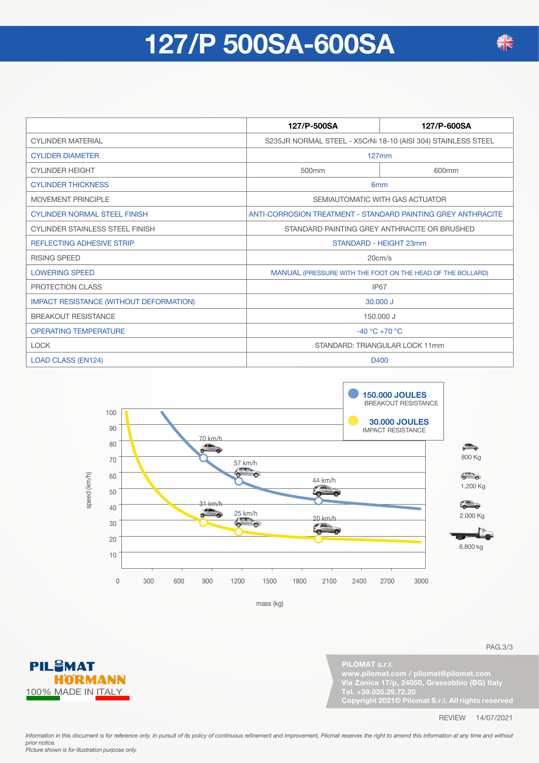# 127/P 500SA-600SA

| | 127/P-500SA | 127/P-600SA |
|---|---|---|
| CYLINDER MATERIAL | S235JR NORMAL STEEL - X5CrNi 18-10 (AISI 304) STAINLESS STEEL | |
| CYLIDER DIAMETER | 127mm | |
| CYLINDER HEIGHT | 500mm | 600mm |
| CYLINDER THICKNESS | 6mm | |
| MOVEMENT PRINCIPLE | SEMIAUTOMATIC WITH GAS ACTUATOR | |
| CYLINDER NORMAL STEEL FINISH | ANTI-CORROSION TREATMENT - STANDARD PAINTING GREY ANTHRACITE | |
| CYLINDER STAINLESS STEEL FINISH | STANDARD PAINTING GREY ANTHRACITE OR BRUSHED | |
| REFLECTING ADHESIVE STRIP | STANDARD - HEIGHT 23mm | |
| RISING SPEED | 20cm/s | |
| LOWERING SPEED | MANUAL (PRESSURE WITH THE FOOT ON THE HEAD OF THE BOLLARD) | |
| PROTECTION CLASS | IP67 | |
| IMPACT RESISTANCE (WITHOUT DEFORMATION) | 30.000 J | |
| BREAKOUT RESISTANCE | 150.000 J | |
| OPERATING TEMPERATURE | -40 °C +70 °C | |
| LOCK | STANDARD: TRIANGULAR LOCK 11mm | |
| LOAD CLASS (EN124) | D400 | |

150.000 JOULES
BREAKOUT RESISTANCE

30.000 JOULES
IMPACT RESISTANCE

speed (km/h)

100
90
80
70
60
50
40
30
20
10

70 km/h
57 km/h
44 km/h
31 km/h
25 km/h
20 km/h

0 300 600 900 1200 1500 1800 2100 2400 2700 3000

mass (kg)

800 Kg
1.200 Kg
2.000 Kg
6.800 kg

PILOMAT
HÖRMANN
100% MADE IN ITALY

PILOMAT s.r.l.
www.pilomat.com / pilomat@pilomat.com
Via Zanica 17/p, 24050, Grassobbio (BG) Italy
Tel. +39.035.29.72.20
Copyright 2021© Pilomat S.r.l. All rights reserved

REVIEW 14/07/2021

*Information in this document is for reference only. In pursuit of its policy of continuous refinement and improvement, Pilomat reserves the right to amend this information at any time and without prior notice.*
*Picture shown is for illustration purpose only.*